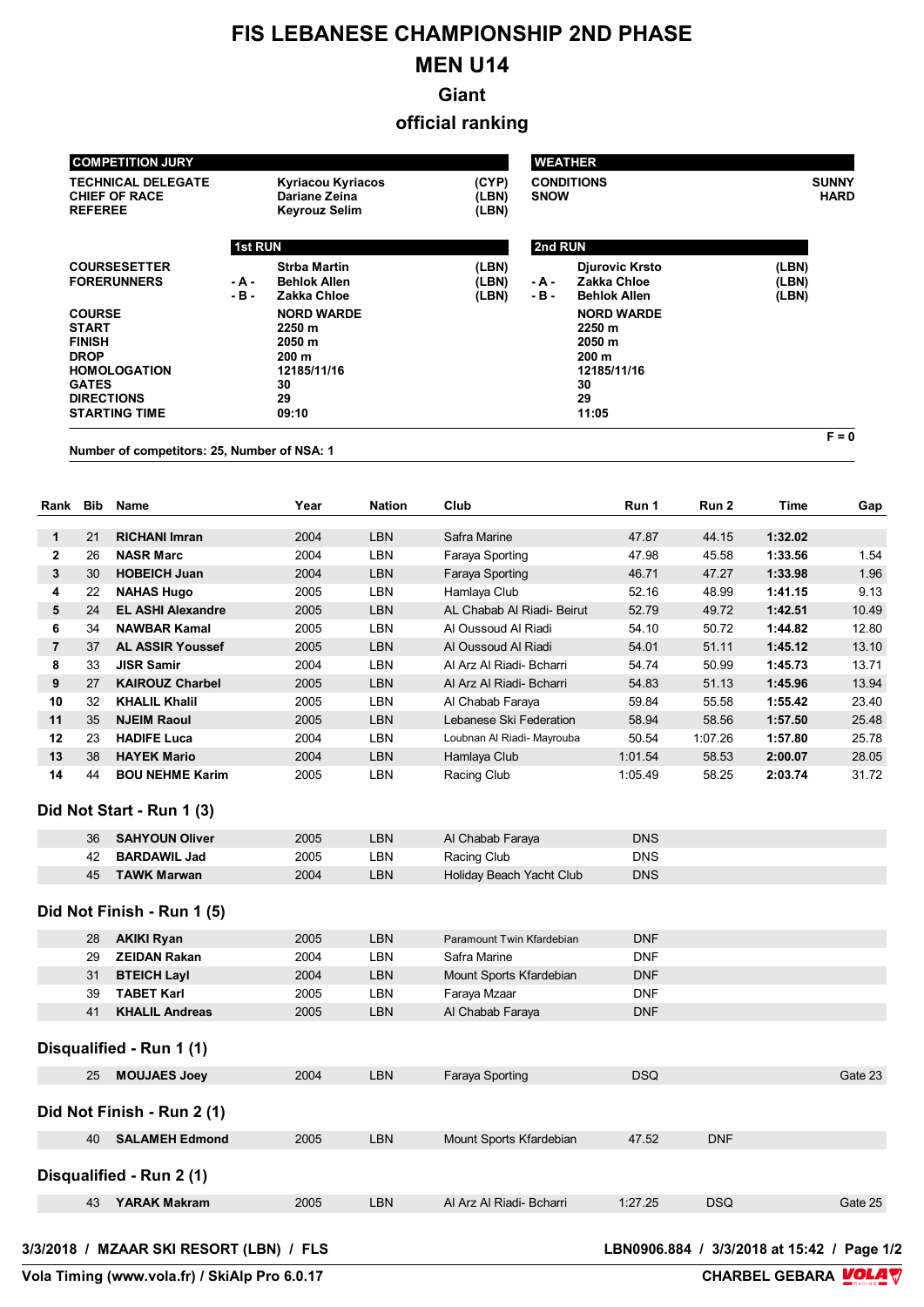# FIS LEBANESE CHAMPIONSHIP 2ND PHASE

## MEN U14

### Giant

### official ranking

| COMPETITION JURY | | |
|---|---|---|
| TECHNICAL DELEGATE | Kyriacou Kyriacos | (CYP) |
| CHIEF OF RACE | Dariane Zeina | (LBN) |
| REFEREE | Keyrouz Selim | (LBN) |

| WEATHER | |
|---|---|
| CONDITIONS | SUNNY |
| SNOW | HARD |

| | 1st RUN | | | 2nd RUN | |
|---|---|---|---|---|---|
| COURSESETTER | | Strba Martin (LBN) | | | Djurovic Krsto (LBN) |
| FORERUNNERS | - A - | Behlok Allen (LBN) | - A - | | Zakka Chloe (LBN) |
| | - B - | Zakka Chloe (LBN) | - B - | | Behlok Allen (LBN) |
| COURSE | | NORD WARDE | | | NORD WARDE |
| START | | 2250 m | | | 2250 m |
| FINISH | | 2050 m | | | 2050 m |
| DROP | | 200 m | | | 200 m |
| HOMOLOGATION | | 12185/11/16 | | | 12185/11/16 |
| GATES | | 30 | | | 30 |
| DIRECTIONS | | 29 | | | 29 |
| STARTING TIME | | 09:10 | | | 11:05 |

F = 0

Number of competitors: 25, Number of NSA: 1

| Rank | Bib | Name | Year | Nation | Club | Run 1 | Run 2 | Time | Gap |
|---|---|---|---|---|---|---|---|---|---|
| 1 | 21 | **RICHANI Imran** | 2004 | LBN | Safra Marine | 47.87 | 44.15 | **1:32.02** | |
| 2 | 26 | **NASR Marc** | 2004 | LBN | Faraya Sporting | 47.98 | 45.58 | **1:33.56** | 1.54 |
| 3 | 30 | **HOBEICH Juan** | 2004 | LBN | Faraya Sporting | 46.71 | 47.27 | **1:33.98** | 1.96 |
| 4 | 22 | **NAHAS Hugo** | 2005 | LBN | Hamlaya Club | 52.16 | 48.99 | **1:41.15** | 9.13 |
| 5 | 24 | **EL ASHI Alexandre** | 2005 | LBN | AL Chabab Al Riadi- Beirut | 52.79 | 49.72 | **1:42.51** | 10.49 |
| 6 | 34 | **NAWBAR Kamal** | 2005 | LBN | Al Oussoud Al Riadi | 54.10 | 50.72 | **1:44.82** | 12.80 |
| 7 | 37 | **AL ASSIR Youssef** | 2005 | LBN | Al Oussoud Al Riadi | 54.01 | 51.11 | **1:45.12** | 13.10 |
| 8 | 33 | **JISR Samir** | 2004 | LBN | Al Arz Al Riadi- Bcharri | 54.74 | 50.99 | **1:45.73** | 13.71 |
| 9 | 27 | **KAIROUZ Charbel** | 2005 | LBN | Al Arz Al Riadi- Bcharri | 54.83 | 51.13 | **1:45.96** | 13.94 |
| 10 | 32 | **KHALIL Khalil** | 2005 | LBN | Al Chabab Faraya | 59.84 | 55.58 | **1:55.42** | 23.40 |
| 11 | 35 | **NJEIM Raoul** | 2005 | LBN | Lebanese Ski Federation | 58.94 | 58.56 | **1:57.50** | 25.48 |
| 12 | 23 | **HADIFE Luca** | 2004 | LBN | Loubnan Al Riadi- Mayrouba | 50.54 | 1:07.26 | **1:57.80** | 25.78 |
| 13 | 38 | **HAYEK Mario** | 2004 | LBN | Hamlaya Club | 1:01.54 | 58.53 | **2:00.07** | 28.05 |
| 14 | 44 | **BOU NEHME Karim** | 2005 | LBN | Racing Club | 1:05.49 | 58.25 | **2:03.74** | 31.72 |

### Did Not Start - Run 1 (3)

| Bib | Name | Year | Nation | Club | Run 1 |
|---|---|---|---|---|---|
| 36 | **SAHYOUN Oliver** | 2005 | LBN | Al Chabab Faraya | DNS |
| 42 | **BARDAWIL Jad** | 2005 | LBN | Racing Club | DNS |
| 45 | **TAWK Marwan** | 2004 | LBN | Holiday Beach Yacht Club | DNS |

### Did Not Finish - Run 1 (5)

| Bib | Name | Year | Nation | Club | Run 1 |
|---|---|---|---|---|---|
| 28 | **AKIKI Ryan** | 2005 | LBN | Paramount Twin Kfardebian | DNF |
| 29 | **ZEIDAN Rakan** | 2004 | LBN | Safra Marine | DNF |
| 31 | **BTEICH Layl** | 2004 | LBN | Mount Sports Kfardebian | DNF |
| 39 | **TABET Karl** | 2005 | LBN | Faraya Mzaar | DNF |
| 41 | **KHALIL Andreas** | 2005 | LBN | Al Chabab Faraya | DNF |

### Disqualified - Run 1 (1)

| Bib | Name | Year | Nation | Club | Run 1 | Gap |
|---|---|---|---|---|---|---|
| 25 | **MOUJAES Joey** | 2004 | LBN | Faraya Sporting | DSQ | Gate 23 |

### Did Not Finish - Run 2 (1)

| Bib | Name | Year | Nation | Club | Run 1 | Run 2 |
|---|---|---|---|---|---|---|
| 40 | **SALAMEH Edmond** | 2005 | LBN | Mount Sports Kfardebian | 47.52 | DNF |

### Disqualified - Run 2 (1)

| Bib | Name | Year | Nation | Club | Run 1 | Run 2 | Gap |
|---|---|---|---|---|---|---|---|
| 43 | **YARAK Makram** | 2005 | LBN | Al Arz Al Riadi- Bcharri | 1:27.25 | DSQ | Gate 25 |

3/3/2018 / MZAAR SKI RESORT (LBN) / FLS — LBN0906.884 / 3/3/2018 at 15:42

Vola Timing (www.vola.fr) / SkiAlp Pro 6.0.17 — CHARBEL GEBARA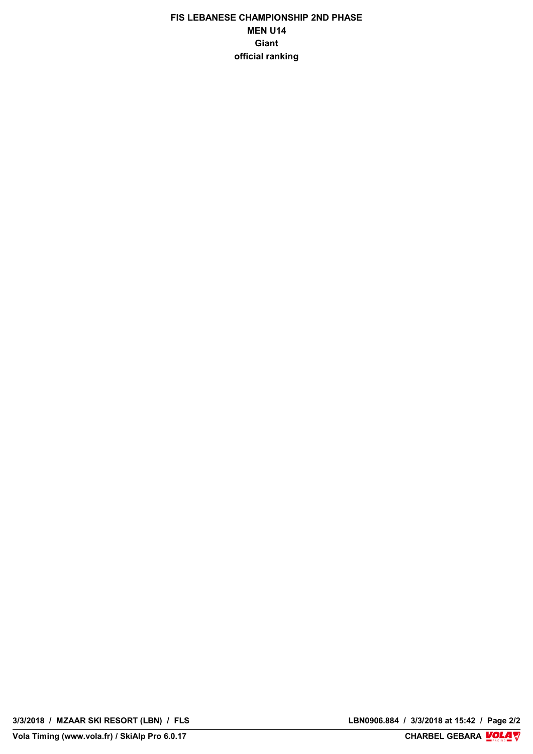**FIS LEBANESE CHAMPIONSHIP 2ND PHASE**

**MEN U14**

**Giant**

**official ranking**